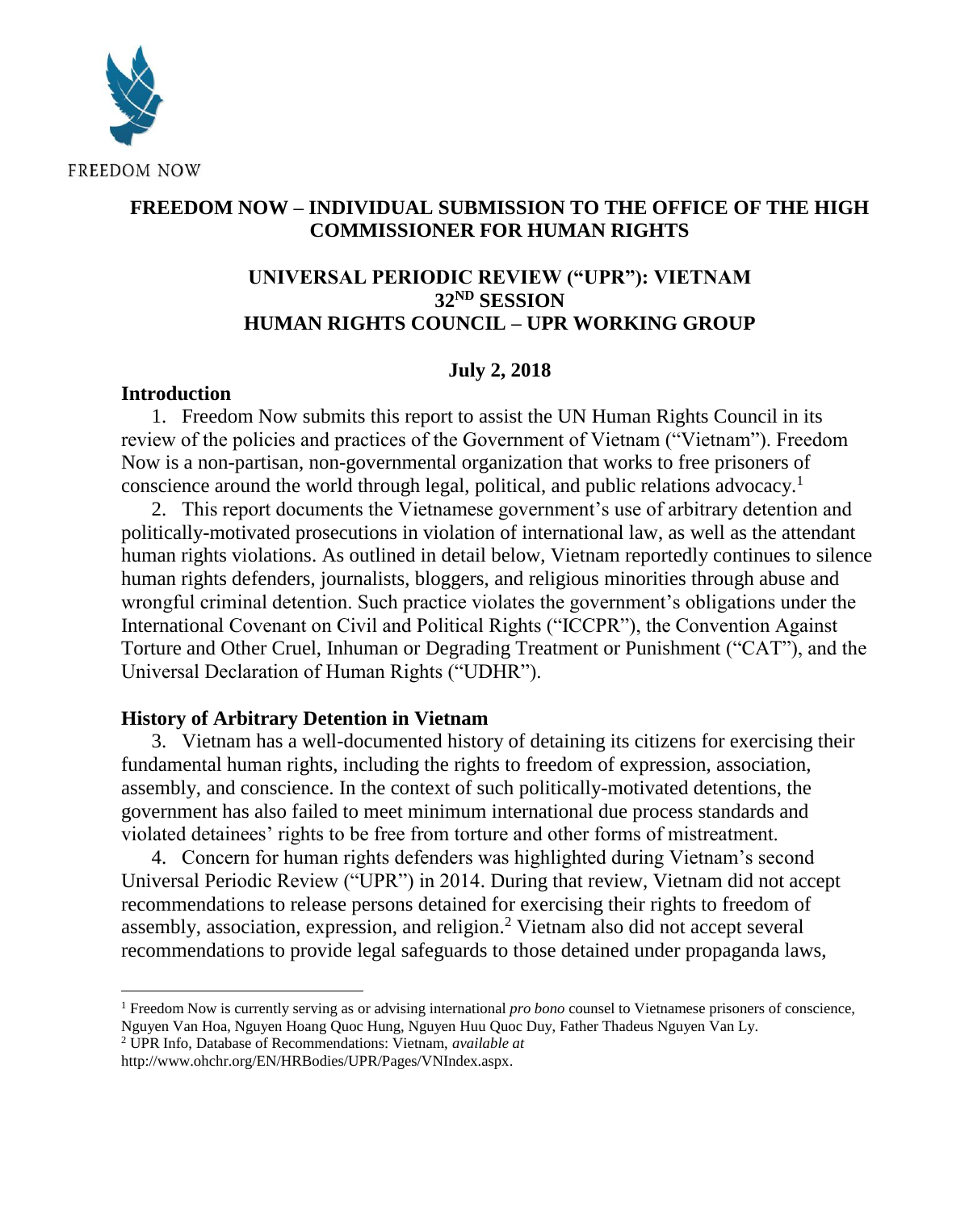FREEDOM NOW

# FREEDOM NOW – INDIVIDUAL SUBMISSION TO THE OFFICE OF THE HIGH COMMISSIONER FOR HUMAN RIGHTS

## UNIVERSAL PERIODIC REVIEW ("UPR"): VIETNAM 32ND SESSION HUMAN RIGHTS COUNCIL – UPR WORKING GROUP

**July 2, 2018**

## Introduction

1. Freedom Now submits this report to assist the UN Human Rights Council in its review of the policies and practices of the Government of Vietnam ("Vietnam"). Freedom Now is a non-partisan, non-governmental organization that works to free prisoners of conscience around the world through legal, political, and public relations advocacy.[1]

2. This report documents the Vietnamese government's use of arbitrary detention and politically-motivated prosecutions in violation of international law, as well as the attendant human rights violations. As outlined in detail below, Vietnam reportedly continues to silence human rights defenders, journalists, bloggers, and religious minorities through abuse and wrongful criminal detention. Such practice violates the government's obligations under the International Covenant on Civil and Political Rights ("ICCPR"), the Convention Against Torture and Other Cruel, Inhuman or Degrading Treatment or Punishment ("CAT"), and the Universal Declaration of Human Rights ("UDHR").

## History of Arbitrary Detention in Vietnam

3. Vietnam has a well-documented history of detaining its citizens for exercising their fundamental human rights, including the rights to freedom of expression, association, assembly, and conscience. In the context of such politically-motivated detentions, the government has also failed to meet minimum international due process standards and violated detainees' rights to be free from torture and other forms of mistreatment.

4. Concern for human rights defenders was highlighted during Vietnam's second Universal Periodic Review ("UPR") in 2014. During that review, Vietnam did not accept recommendations to release persons detained for exercising their rights to freedom of assembly, association, expression, and religion.[2] Vietnam also did not accept several recommendations to provide legal safeguards to those detained under propaganda laws,

---

[1] Freedom Now is currently serving as or advising international *pro bono* counsel to Vietnamese prisoners of conscience, Nguyen Van Hoa, Nguyen Hoang Quoc Hung, Nguyen Huu Quoc Duy, Father Thadeus Nguyen Van Ly.

[2] UPR Info, Database of Recommendations: Vietnam, *available at* http://www.ohchr.org/EN/HRBodies/UPR/Pages/VNIndex.aspx.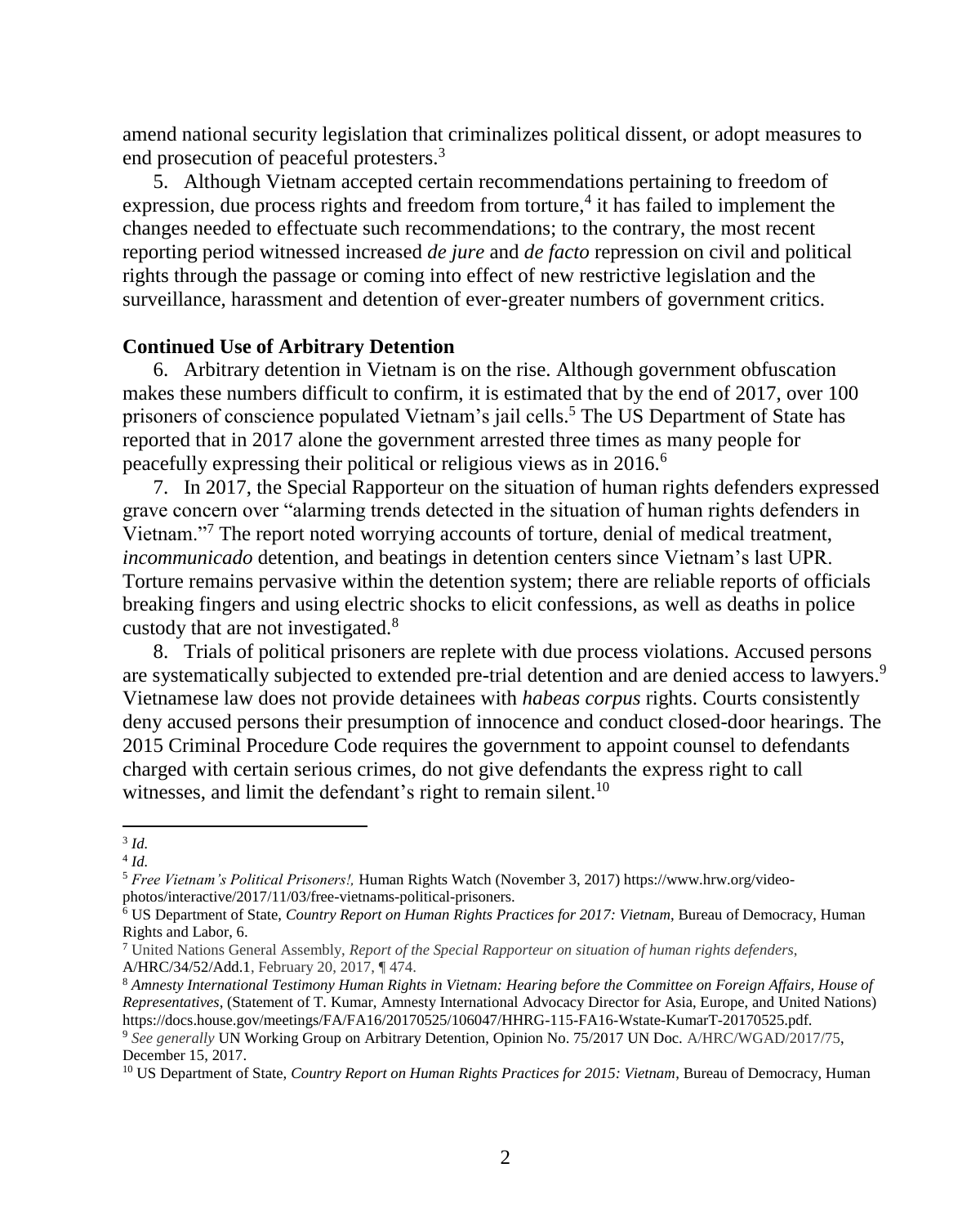amend national security legislation that criminalizes political dissent, or adopt measures to end prosecution of peaceful protesters.[3]

5. Although Vietnam accepted certain recommendations pertaining to freedom of expression, due process rights and freedom from torture,[4] it has failed to implement the changes needed to effectuate such recommendations; to the contrary, the most recent reporting period witnessed increased *de jure* and *de facto* repression on civil and political rights through the passage or coming into effect of new restrictive legislation and the surveillance, harassment and detention of ever-greater numbers of government critics.

**Continued Use of Arbitrary Detention**

6. Arbitrary detention in Vietnam is on the rise. Although government obfuscation makes these numbers difficult to confirm, it is estimated that by the end of 2017, over 100 prisoners of conscience populated Vietnam's jail cells.[5] The US Department of State has reported that in 2017 alone the government arrested three times as many people for peacefully expressing their political or religious views as in 2016.[6]

7. In 2017, the Special Rapporteur on the situation of human rights defenders expressed grave concern over "alarming trends detected in the situation of human rights defenders in Vietnam."[7] The report noted worrying accounts of torture, denial of medical treatment, *incommunicado* detention, and beatings in detention centers since Vietnam's last UPR. Torture remains pervasive within the detention system; there are reliable reports of officials breaking fingers and using electric shocks to elicit confessions, as well as deaths in police custody that are not investigated.[8]

8. Trials of political prisoners are replete with due process violations. Accused persons are systematically subjected to extended pre-trial detention and are denied access to lawyers.[9] Vietnamese law does not provide detainees with *habeas corpus* rights. Courts consistently deny accused persons their presumption of innocence and conduct closed-door hearings. The 2015 Criminal Procedure Code requires the government to appoint counsel to defendants charged with certain serious crimes, do not give defendants the express right to call witnesses, and limit the defendant's right to remain silent.[10]

---

[3] *Id.*

[4] *Id.*

[5] *Free Vietnam's Political Prisoners!,* Human Rights Watch (November 3, 2017) https://www.hrw.org/video-photos/interactive/2017/11/03/free-vietnams-political-prisoners.

[6] US Department of State, *Country Report on Human Rights Practices for 2017: Vietnam*, Bureau of Democracy, Human Rights and Labor, 6.

[7] United Nations General Assembly, *Report of the Special Rapporteur on situation of human rights defenders*, A/HRC/34/52/Add.1, February 20, 2017, ¶ 474.

[8] *Amnesty International Testimony Human Rights in Vietnam: Hearing before the Committee on Foreign Affairs, House of Representatives*, (Statement of T. Kumar, Amnesty International Advocacy Director for Asia, Europe, and United Nations) https://docs.house.gov/meetings/FA/FA16/20170525/106047/HHRG-115-FA16-Wstate-KumarT-20170525.pdf.

[9] *See generally* UN Working Group on Arbitrary Detention, Opinion No. 75/2017 UN Doc. A/HRC/WGAD/2017/75, December 15, 2017.

[10] US Department of State, *Country Report on Human Rights Practices for 2015: Vietnam*, Bureau of Democracy, Human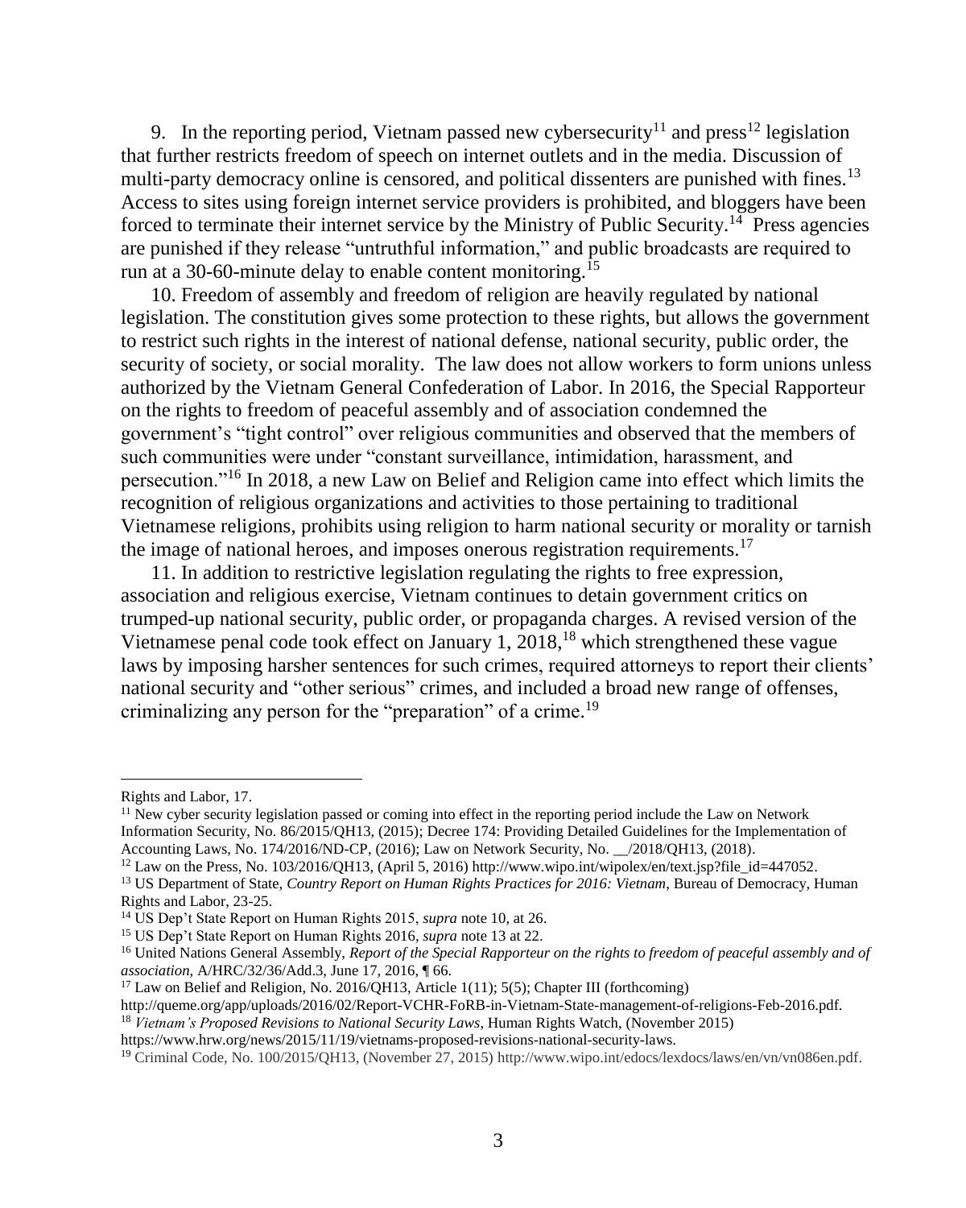9. In the reporting period, Vietnam passed new cybersecurity[11] and press[12] legislation that further restricts freedom of speech on internet outlets and in the media. Discussion of multi-party democracy online is censored, and political dissenters are punished with fines.[13] Access to sites using foreign internet service providers is prohibited, and bloggers have been forced to terminate their internet service by the Ministry of Public Security.[14] Press agencies are punished if they release "untruthful information," and public broadcasts are required to run at a 30-60-minute delay to enable content monitoring.[15]

10. Freedom of assembly and freedom of religion are heavily regulated by national legislation. The constitution gives some protection to these rights, but allows the government to restrict such rights in the interest of national defense, national security, public order, the security of society, or social morality. The law does not allow workers to form unions unless authorized by the Vietnam General Confederation of Labor. In 2016, the Special Rapporteur on the rights to freedom of peaceful assembly and of association condemned the government's "tight control" over religious communities and observed that the members of such communities were under "constant surveillance, intimidation, harassment, and persecution."[16] In 2018, a new Law on Belief and Religion came into effect which limits the recognition of religious organizations and activities to those pertaining to traditional Vietnamese religions, prohibits using religion to harm national security or morality or tarnish the image of national heroes, and imposes onerous registration requirements.[17]

11. In addition to restrictive legislation regulating the rights to free expression, association and religious exercise, Vietnam continues to detain government critics on trumped-up national security, public order, or propaganda charges. A revised version of the Vietnamese penal code took effect on January 1, 2018,[18] which strengthened these vague laws by imposing harsher sentences for such crimes, required attorneys to report their clients' national security and "other serious" crimes, and included a broad new range of offenses, criminalizing any person for the "preparation" of a crime.[19]

---

Rights and Labor, 17.

[11] New cyber security legislation passed or coming into effect in the reporting period include the Law on Network Information Security, No. 86/2015/QH13, (2015); Decree 174: Providing Detailed Guidelines for the Implementation of Accounting Laws, No. 174/2016/ND-CP, (2016); Law on Network Security, No. __/2018/QH13, (2018).

[12] Law on the Press, No. 103/2016/QH13, (April 5, 2016) http://www.wipo.int/wipolex/en/text.jsp?file_id=447052.

[13] US Department of State, *Country Report on Human Rights Practices for 2016: Vietnam*, Bureau of Democracy, Human Rights and Labor, 23-25.

[14] US Dep't State Report on Human Rights 2015, *supra* note 10, at 26.

[15] US Dep't State Report on Human Rights 2016, *supra* note 13 at 22.

[16] United Nations General Assembly, *Report of the Special Rapporteur on the rights to freedom of peaceful assembly and of association*, A/HRC/32/36/Add.3, June 17, 2016, ¶ 66.

[17] Law on Belief and Religion, No. 2016/QH13, Article 1(11); 5(5); Chapter III (forthcoming) http://queme.org/app/uploads/2016/02/Report-VCHR-FoRB-in-Vietnam-State-management-of-religions-Feb-2016.pdf.

[18] *Vietnam's Proposed Revisions to National Security Laws*, Human Rights Watch, (November 2015) https://www.hrw.org/news/2015/11/19/vietnams-proposed-revisions-national-security-laws.

[19] Criminal Code, No. 100/2015/QH13, (November 27, 2015) http://www.wipo.int/edocs/lexdocs/laws/en/vn/vn086en.pdf.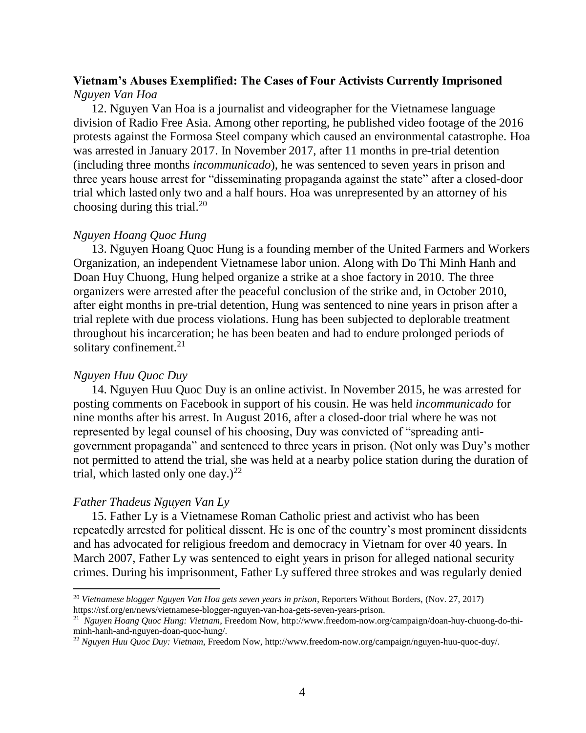**Vietnam's Abuses Exemplified: The Cases of Four Activists Currently Imprisoned**

*Nguyen Van Hoa*

12. Nguyen Van Hoa is a journalist and videographer for the Vietnamese language division of Radio Free Asia. Among other reporting, he published video footage of the 2016 protests against the Formosa Steel company which caused an environmental catastrophe. Hoa was arrested in January 2017. In November 2017, after 11 months in pre-trial detention (including three months *incommunicado*), he was sentenced to seven years in prison and three years house arrest for "disseminating propaganda against the state" after a closed-door trial which lasted only two and a half hours. Hoa was unrepresented by an attorney of his choosing during this trial.[20]

*Nguyen Hoang Quoc Hung*

13. Nguyen Hoang Quoc Hung is a founding member of the United Farmers and Workers Organization, an independent Vietnamese labor union. Along with Do Thi Minh Hanh and Doan Huy Chuong, Hung helped organize a strike at a shoe factory in 2010. The three organizers were arrested after the peaceful conclusion of the strike and, in October 2010, after eight months in pre-trial detention, Hung was sentenced to nine years in prison after a trial replete with due process violations. Hung has been subjected to deplorable treatment throughout his incarceration; he has been beaten and had to endure prolonged periods of solitary confinement.[21]

*Nguyen Huu Quoc Duy*

14. Nguyen Huu Quoc Duy is an online activist. In November 2015, he was arrested for posting comments on Facebook in support of his cousin. He was held *incommunicado* for nine months after his arrest. In August 2016, after a closed-door trial where he was not represented by legal counsel of his choosing, Duy was convicted of "spreading anti-government propaganda" and sentenced to three years in prison. (Not only was Duy's mother not permitted to attend the trial, she was held at a nearby police station during the duration of trial, which lasted only one day.)[22]

*Father Thadeus Nguyen Van Ly*

15. Father Ly is a Vietnamese Roman Catholic priest and activist who has been repeatedly arrested for political dissent. He is one of the country's most prominent dissidents and has advocated for religious freedom and democracy in Vietnam for over 40 years. In March 2007, Father Ly was sentenced to eight years in prison for alleged national security crimes. During his imprisonment, Father Ly suffered three strokes and was regularly denied

---

[20] *Vietnamese blogger Nguyen Van Hoa gets seven years in prison*, Reporters Without Borders, (Nov. 27, 2017) https://rsf.org/en/news/vietnamese-blogger-nguyen-van-hoa-gets-seven-years-prison.

[21] *Nguyen Hoang Quoc Hung: Vietnam*, Freedom Now, http://www.freedom-now.org/campaign/doan-huy-chuong-do-thi-minh-hanh-and-nguyen-doan-quoc-hung/.

[22] *Nguyen Huu Quoc Duy: Vietnam*, Freedom Now, http://www.freedom-now.org/campaign/nguyen-huu-quoc-duy/.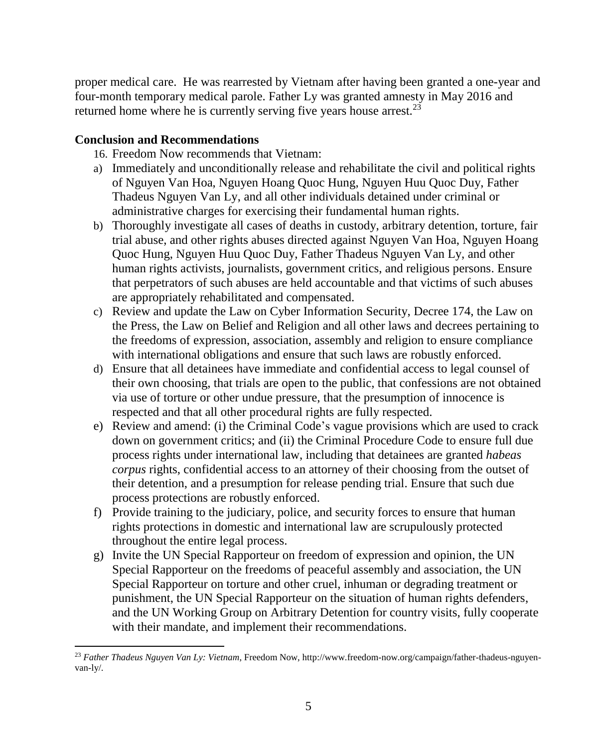proper medical care. He was rearrested by Vietnam after having been granted a one-year and four-month temporary medical parole. Father Ly was granted amnesty in May 2016 and returned home where he is currently serving five years house arrest.[23]

**Conclusion and Recommendations**

16. Freedom Now recommends that Vietnam:

a) Immediately and unconditionally release and rehabilitate the civil and political rights of Nguyen Van Hoa, Nguyen Hoang Quoc Hung, Nguyen Huu Quoc Duy, Father Thadeus Nguyen Van Ly, and all other individuals detained under criminal or administrative charges for exercising their fundamental human rights.

b) Thoroughly investigate all cases of deaths in custody, arbitrary detention, torture, fair trial abuse, and other rights abuses directed against Nguyen Van Hoa, Nguyen Hoang Quoc Hung, Nguyen Huu Quoc Duy, Father Thadeus Nguyen Van Ly, and other human rights activists, journalists, government critics, and religious persons. Ensure that perpetrators of such abuses are held accountable and that victims of such abuses are appropriately rehabilitated and compensated.

c) Review and update the Law on Cyber Information Security, Decree 174, the Law on the Press, the Law on Belief and Religion and all other laws and decrees pertaining to the freedoms of expression, association, assembly and religion to ensure compliance with international obligations and ensure that such laws are robustly enforced.

d) Ensure that all detainees have immediate and confidential access to legal counsel of their own choosing, that trials are open to the public, that confessions are not obtained via use of torture or other undue pressure, that the presumption of innocence is respected and that all other procedural rights are fully respected.

e) Review and amend: (i) the Criminal Code's vague provisions which are used to crack down on government critics; and (ii) the Criminal Procedure Code to ensure full due process rights under international law, including that detainees are granted *habeas corpus* rights, confidential access to an attorney of their choosing from the outset of their detention, and a presumption for release pending trial. Ensure that such due process protections are robustly enforced.

f) Provide training to the judiciary, police, and security forces to ensure that human rights protections in domestic and international law are scrupulously protected throughout the entire legal process.

g) Invite the UN Special Rapporteur on freedom of expression and opinion, the UN Special Rapporteur on the freedoms of peaceful assembly and association, the UN Special Rapporteur on torture and other cruel, inhuman or degrading treatment or punishment, the UN Special Rapporteur on the situation of human rights defenders, and the UN Working Group on Arbitrary Detention for country visits, fully cooperate with their mandate, and implement their recommendations.

---

[23] *Father Thadeus Nguyen Van Ly: Vietnam*, Freedom Now, http://www.freedom-now.org/campaign/father-thadeus-nguyen-van-ly/.